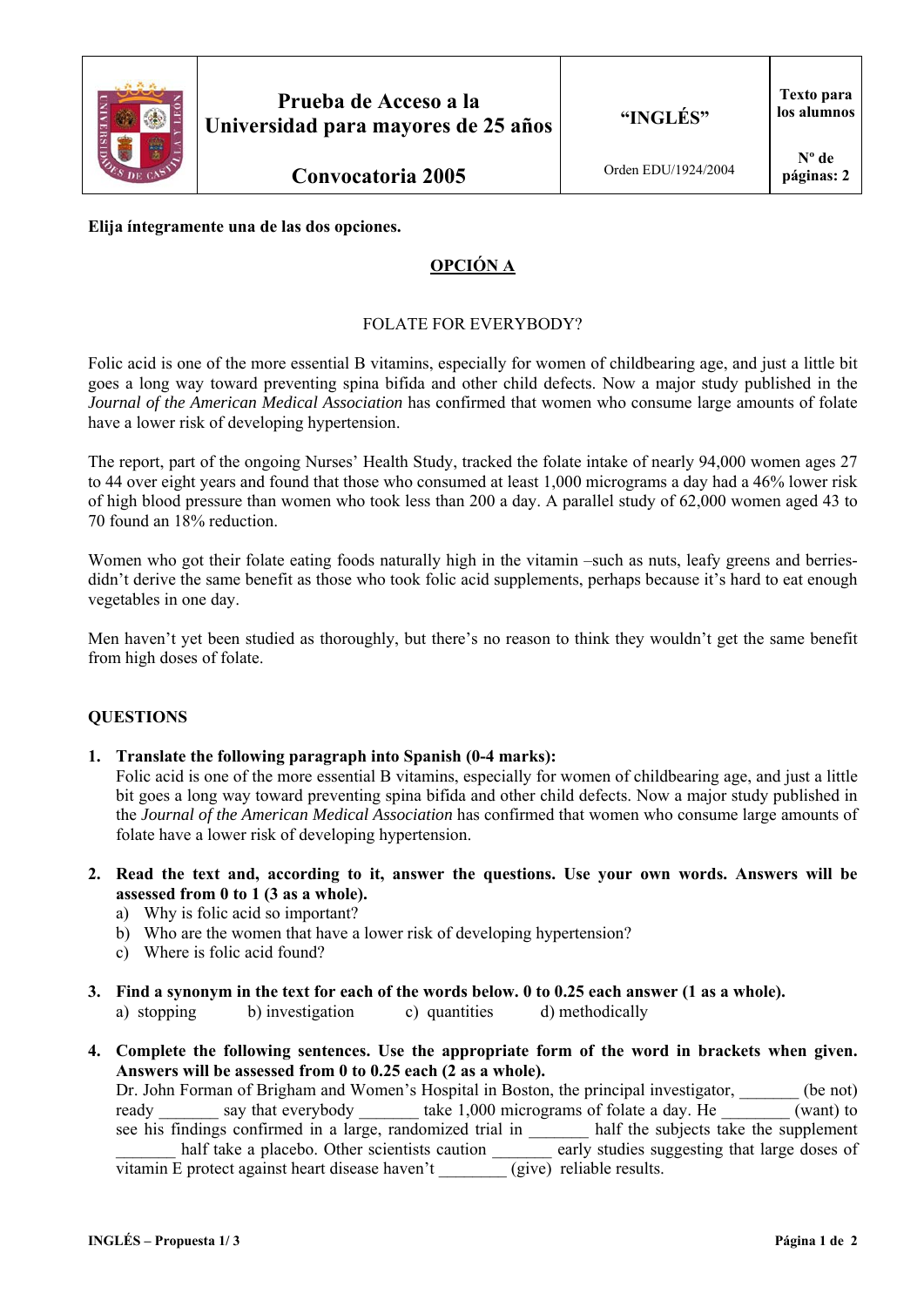| | Prueba de Acceso a la Universidad para mayores de 25 años | "INGLÉS" | Texto para los alumnos |
|---|---|---|---|
| | Convocatoria 2005 | Orden EDU/1924/2004 | Nº de páginas: 2 |

**Elija íntegramente una de las dos opciones.**

## OPCIÓN A

### FOLATE FOR EVERYBODY?

Folic acid is one of the more essential B vitamins, especially for women of childbearing age, and just a little bit goes a long way toward preventing spina bifida and other child defects. Now a major study published in the *Journal of the American Medical Association* has confirmed that women who consume large amounts of folate have a lower risk of developing hypertension.

The report, part of the ongoing Nurses' Health Study, tracked the folate intake of nearly 94,000 women ages 27 to 44 over eight years and found that those who consumed at least 1,000 micrograms a day had a 46% lower risk of high blood pressure than women who took less than 200 a day. A parallel study of 62,000 women aged 43 to 70 found an 18% reduction.

Women who got their folate eating foods naturally high in the vitamin –such as nuts, leafy greens and berries- didn't derive the same benefit as those who took folic acid supplements, perhaps because it's hard to eat enough vegetables in one day.

Men haven't yet been studied as thoroughly, but there's no reason to think they wouldn't get the same benefit from high doses of folate.

**QUESTIONS**

1. **Translate the following paragraph into Spanish (0-4 marks):**
   Folic acid is one of the more essential B vitamins, especially for women of childbearing age, and just a little bit goes a long way toward preventing spina bifida and other child defects. Now a major study published in the *Journal of the American Medical Association* has confirmed that women who consume large amounts of folate have a lower risk of developing hypertension.

2. **Read the text and, according to it, answer the questions. Use your own words. Answers will be assessed from 0 to 1 (3 as a whole).**
   a) Why is folic acid so important?
   b) Who are the women that have a lower risk of developing hypertension?
   c) Where is folic acid found?

3. **Find a synonym in the text for each of the words below. 0 to 0.25 each answer (1 as a whole).**
   a) stopping  b) investigation  c) quantities  d) methodically

4. **Complete the following sentences. Use the appropriate form of the word in brackets when given. Answers will be assessed from 0 to 0.25 each (2 as a whole).**
   Dr. John Forman of Brigham and Women's Hospital in Boston, the principal investigator, _______ (be not) ready _______ say that everybody _______ take 1,000 micrograms of folate a day. He ________ (want) to see his findings confirmed in a large, randomized trial in _______ half the subjects take the supplement _______ half take a placebo. Other scientists caution _______ early studies suggesting that large doses of vitamin E protect against heart disease haven't ________ (give) reliable results.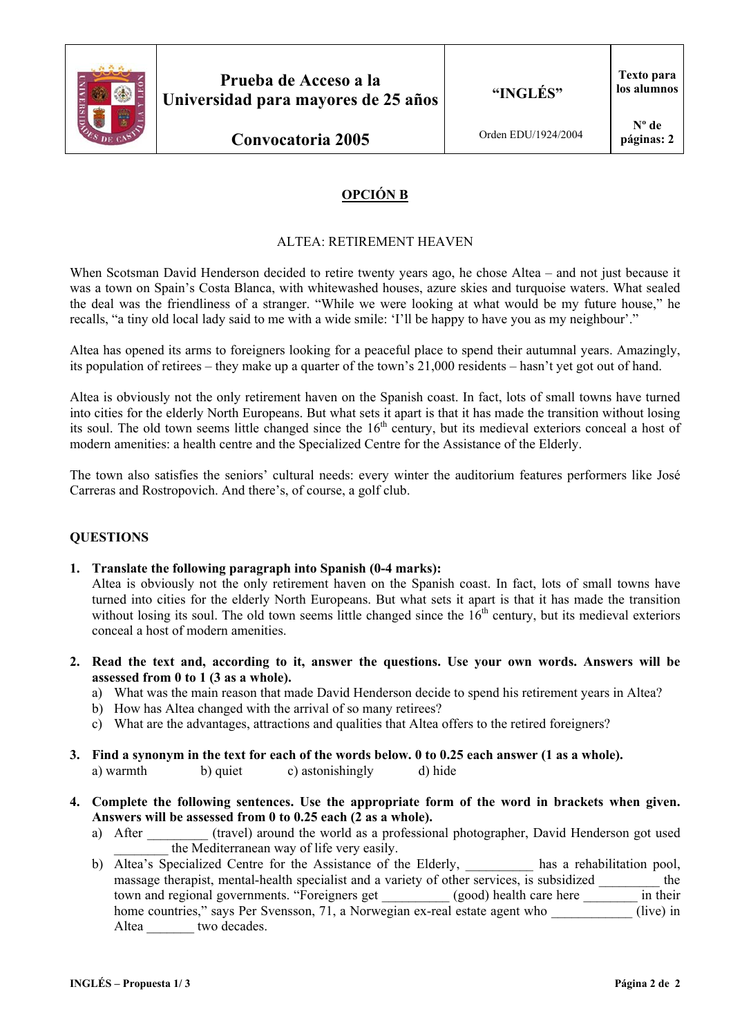| | Prueba de Acceso a la Universidad para mayores de 25 años | "INGLÉS" | Texto para los alumnos |
|---|---|---|---|
| | Convocatoria 2005 | Orden EDU/1924/2004 | Nº de páginas: 2 |

## OPCIÓN B

### ALTEA: RETIREMENT HEAVEN

When Scotsman David Henderson decided to retire twenty years ago, he chose Altea – and not just because it was a town on Spain's Costa Blanca, with whitewashed houses, azure skies and turquoise waters. What sealed the deal was the friendliness of a stranger. "While we were looking at what would be my future house," he recalls, "a tiny old local lady said to me with a wide smile: 'I'll be happy to have you as my neighbour'."

Altea has opened its arms to foreigners looking for a peaceful place to spend their autumnal years. Amazingly, its population of retirees – they make up a quarter of the town's 21,000 residents – hasn't yet got out of hand.

Altea is obviously not the only retirement haven on the Spanish coast. In fact, lots of small towns have turned into cities for the elderly North Europeans. But what sets it apart is that it has made the transition without losing its soul. The old town seems little changed since the 16th century, but its medieval exteriors conceal a host of modern amenities: a health centre and the Specialized Centre for the Assistance of the Elderly.

The town also satisfies the seniors' cultural needs: every winter the auditorium features performers like José Carreras and Rostropovich. And there's, of course, a golf club.

### QUESTIONS

1. **Translate the following paragraph into Spanish (0-4 marks):**
   Altea is obviously not the only retirement haven on the Spanish coast. In fact, lots of small towns have turned into cities for the elderly North Europeans. But what sets it apart is that it has made the transition without losing its soul. The old town seems little changed since the 16th century, but its medieval exteriors conceal a host of modern amenities.

2. **Read the text and, according to it, answer the questions. Use your own words. Answers will be assessed from 0 to 1 (3 as a whole).**
   a) What was the main reason that made David Henderson decide to spend his retirement years in Altea?
   b) How has Altea changed with the arrival of so many retirees?
   c) What are the advantages, attractions and qualities that Altea offers to the retired foreigners?

3. **Find a synonym in the text for each of the words below. 0 to 0.25 each answer (1 as a whole).**
   a) warmth  b) quiet  c) astonishingly  d) hide

4. **Complete the following sentences. Use the appropriate form of the word in brackets when given. Answers will be assessed from 0 to 0.25 each (2 as a whole).**
   a) After _________ (travel) around the world as a professional photographer, David Henderson got used ________ the Mediterranean way of life very easily.
   b) Altea's Specialized Centre for the Assistance of the Elderly, __________ has a rehabilitation pool, massage therapist, mental-health specialist and a variety of other services, is subsidized _________ the town and regional governments. "Foreigners get __________ (good) health care here ________ in their home countries," says Per Svensson, 71, a Norwegian ex-real estate agent who ____________ (live) in Altea _______ two decades.

INGLÉS – Propuesta 1/ 3